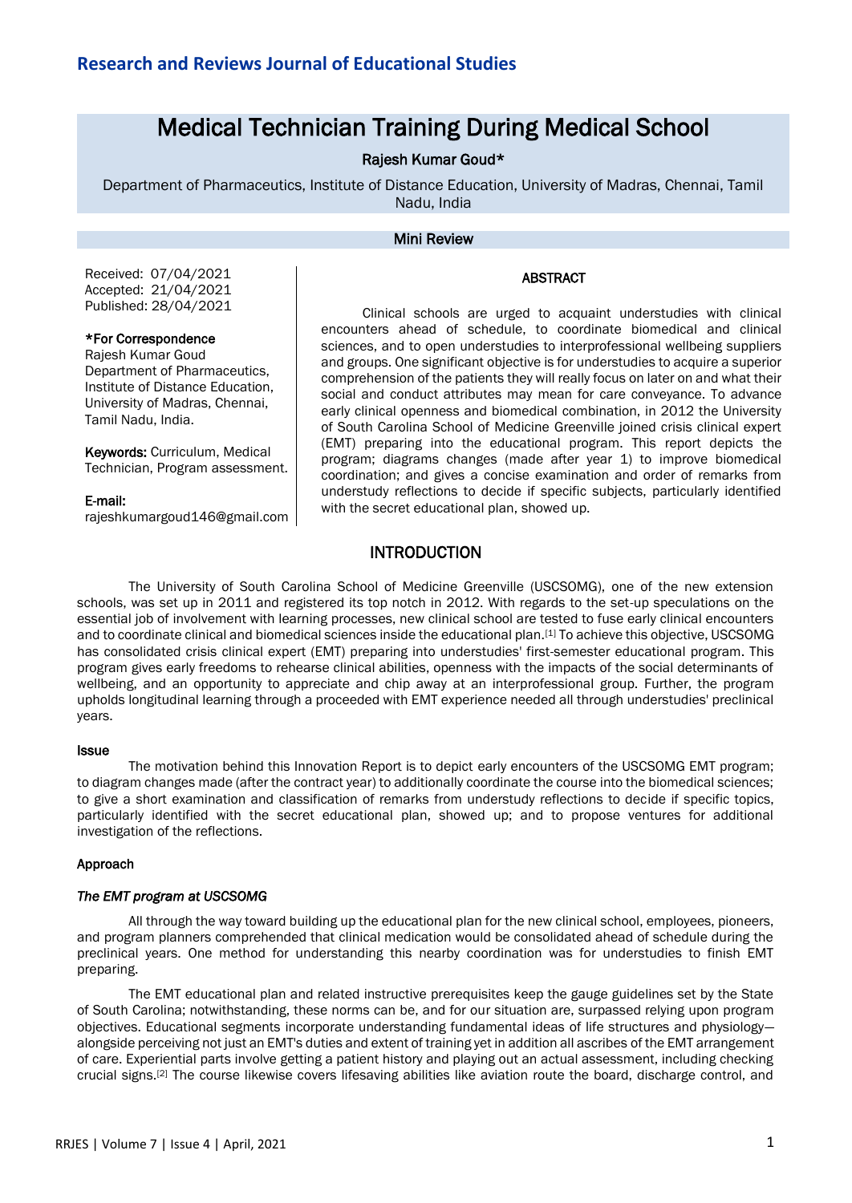# Medical Technician Training During Medical School

Rajesh Kumar Goud*

Department of Pharmaceutics, Institute of Distance Education, University of Madras, Chennai, Tamil Nadu, India

## Mini Review

Received: 07/04/2021
Accepted: 21/04/2021
Published: 28/04/2021

***For Correspondence**
Rajesh Kumar Goud
Department of Pharmaceutics, Institute of Distance Education, University of Madras, Chennai, Tamil Nadu, India.

**Keywords:** Curriculum, Medical Technician, Program assessment.

**E-mail:**
rajeshkumargoud146@gmail.com

## ABSTRACT

Clinical schools are urged to acquaint understudies with clinical encounters ahead of schedule, to coordinate biomedical and clinical sciences, and to open understudies to interprofessional wellbeing suppliers and groups. One significant objective is for understudies to acquire a superior comprehension of the patients they will really focus on later on and what their social and conduct attributes may mean for care conveyance. To advance early clinical openness and biomedical combination, in 2012 the University of South Carolina School of Medicine Greenville joined crisis clinical expert (EMT) preparing into the educational program. This report depicts the program; diagrams changes (made after year 1) to improve biomedical coordination; and gives a concise examination and order of remarks from understudy reflections to decide if specific subjects, particularly identified with the secret educational plan, showed up.

## INTRODUCTION

The University of South Carolina School of Medicine Greenville (USCSOMG), one of the new extension schools, was set up in 2011 and registered its top notch in 2012. With regards to the set-up speculations on the essential job of involvement with learning processes, new clinical school are tested to fuse early clinical encounters and to coordinate clinical and biomedical sciences inside the educational plan.[1] To achieve this objective, USCSOMG has consolidated crisis clinical expert (EMT) preparing into understudies' first-semester educational program. This program gives early freedoms to rehearse clinical abilities, openness with the impacts of the social determinants of wellbeing, and an opportunity to appreciate and chip away at an interprofessional group. Further, the program upholds longitudinal learning through a proceeded with EMT experience needed all through understudies' preclinical years.

### Issue

The motivation behind this Innovation Report is to depict early encounters of the USCSOMG EMT program; to diagram changes made (after the contract year) to additionally coordinate the course into the biomedical sciences; to give a short examination and classification of remarks from understudy reflections to decide if specific topics, particularly identified with the secret educational plan, showed up; and to propose ventures for additional investigation of the reflections.

### Approach

#### *The EMT program at USCSOMG*

All through the way toward building up the educational plan for the new clinical school, employees, pioneers, and program planners comprehended that clinical medication would be consolidated ahead of schedule during the preclinical years. One method for understanding this nearby coordination was for understudies to finish EMT preparing.

The EMT educational plan and related instructive prerequisites keep the gauge guidelines set by the State of South Carolina; notwithstanding, these norms can be, and for our situation are, surpassed relying upon program objectives. Educational segments incorporate understanding fundamental ideas of life structures and physiology—alongside perceiving not just an EMT's duties and extent of training yet in addition all ascribes of the EMT arrangement of care. Experiential parts involve getting a patient history and playing out an actual assessment, including checking crucial signs.[2] The course likewise covers lifesaving abilities like aviation route the board, discharge control, and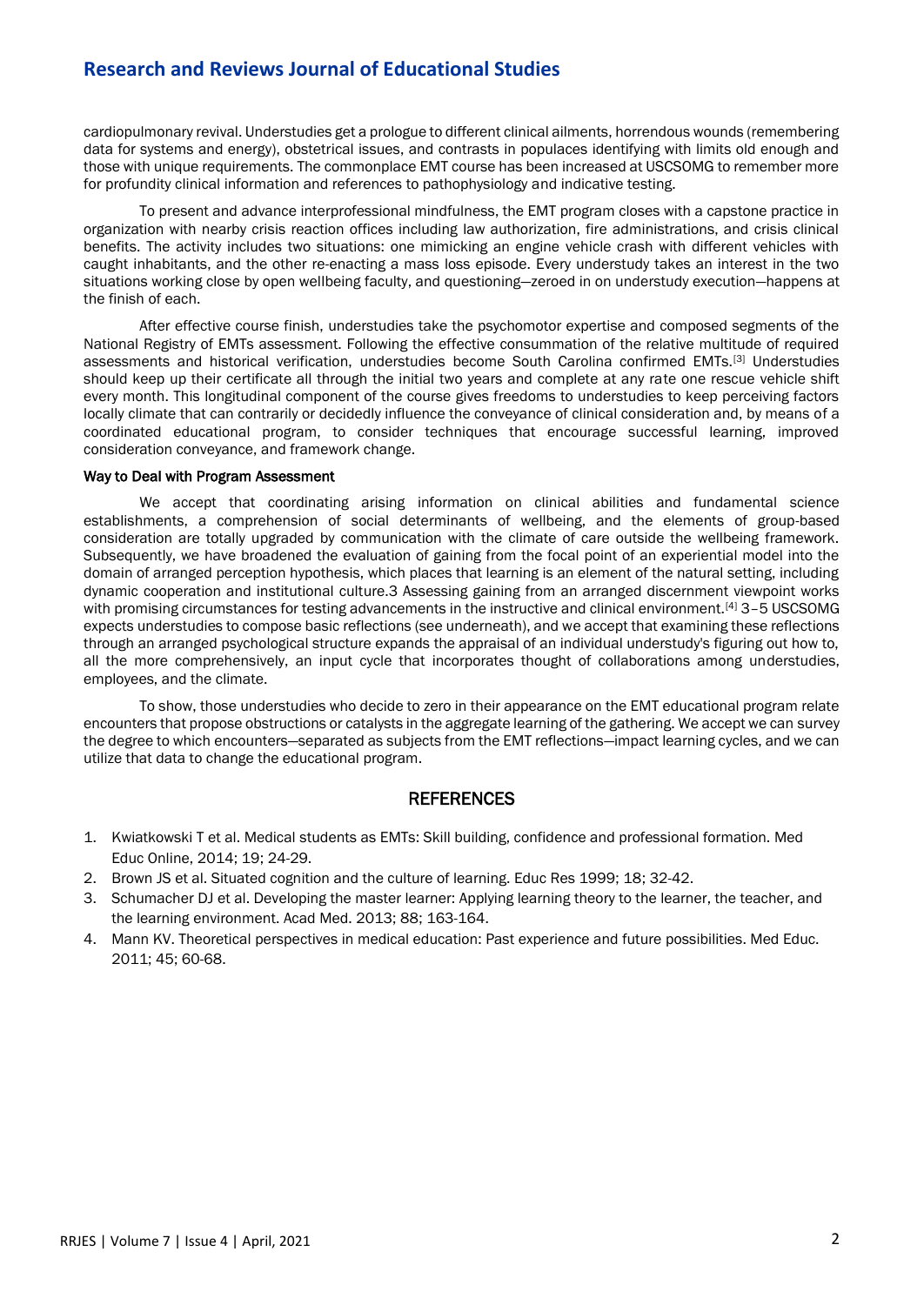cardiopulmonary revival. Understudies get a prologue to different clinical ailments, horrendous wounds (remembering data for systems and energy), obstetrical issues, and contrasts in populaces identifying with limits old enough and those with unique requirements. The commonplace EMT course has been increased at USCSOMG to remember more for profundity clinical information and references to pathophysiology and indicative testing.

To present and advance interprofessional mindfulness, the EMT program closes with a capstone practice in organization with nearby crisis reaction offices including law authorization, fire administrations, and crisis clinical benefits. The activity includes two situations: one mimicking an engine vehicle crash with different vehicles with caught inhabitants, and the other re-enacting a mass loss episode. Every understudy takes an interest in the two situations working close by open wellbeing faculty, and questioning—zeroed in on understudy execution—happens at the finish of each.

After effective course finish, understudies take the psychomotor expertise and composed segments of the National Registry of EMTs assessment. Following the effective consummation of the relative multitude of required assessments and historical verification, understudies become South Carolina confirmed EMTs.[3] Understudies should keep up their certificate all through the initial two years and complete at any rate one rescue vehicle shift every month. This longitudinal component of the course gives freedoms to understudies to keep perceiving factors locally climate that can contrarily or decidedly influence the conveyance of clinical consideration and, by means of a coordinated educational program, to consider techniques that encourage successful learning, improved consideration conveyance, and framework change.

**Way to Deal with Program Assessment**

We accept that coordinating arising information on clinical abilities and fundamental science establishments, a comprehension of social determinants of wellbeing, and the elements of group-based consideration are totally upgraded by communication with the climate of care outside the wellbeing framework. Subsequently, we have broadened the evaluation of gaining from the focal point of an experiential model into the domain of arranged perception hypothesis, which places that learning is an element of the natural setting, including dynamic cooperation and institutional culture.3 Assessing gaining from an arranged discernment viewpoint works with promising circumstances for testing advancements in the instructive and clinical environment.[4] 3–5 USCSOMG expects understudies to compose basic reflections (see underneath), and we accept that examining these reflections through an arranged psychological structure expands the appraisal of an individual understudy's figuring out how to, all the more comprehensively, an input cycle that incorporates thought of collaborations among understudies, employees, and the climate.

To show, those understudies who decide to zero in their appearance on the EMT educational program relate encounters that propose obstructions or catalysts in the aggregate learning of the gathering. We accept we can survey the degree to which encounters—separated as subjects from the EMT reflections—impact learning cycles, and we can utilize that data to change the educational program.

## REFERENCES

1. Kwiatkowski T et al. Medical students as EMTs: Skill building, confidence and professional formation. Med Educ Online, 2014; 19; 24-29.
2. Brown JS et al. Situated cognition and the culture of learning. Educ Res 1999; 18; 32-42.
3. Schumacher DJ et al. Developing the master learner: Applying learning theory to the learner, the teacher, and the learning environment. Acad Med. 2013; 88; 163-164.
4. Mann KV. Theoretical perspectives in medical education: Past experience and future possibilities. Med Educ. 2011; 45; 60-68.